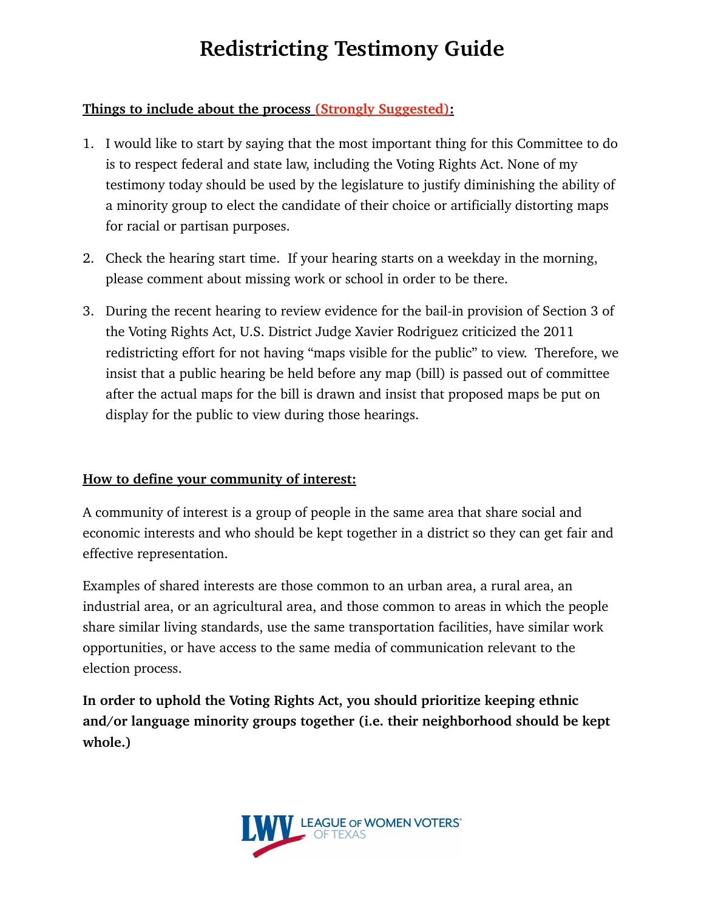# Redistricting Testimony Guide

**Things to include about the process (Strongly Suggested):**

1. I would like to start by saying that the most important thing for this Committee to do is to respect federal and state law, including the Voting Rights Act. None of my testimony today should be used by the legislature to justify diminishing the ability of a minority group to elect the candidate of their choice or artificially distorting maps for racial or partisan purposes.

2. Check the hearing start time. If your hearing starts on a weekday in the morning, please comment about missing work or school in order to be there.

3. During the recent hearing to review evidence for the bail-in provision of Section 3 of the Voting Rights Act, U.S. District Judge Xavier Rodriguez criticized the 2011 redistricting effort for not having "maps visible for the public" to view. Therefore, we insist that a public hearing be held before any map (bill) is passed out of committee after the actual maps for the bill is drawn and insist that proposed maps be put on display for the public to view during those hearings.

**How to define your community of interest:**

A community of interest is a group of people in the same area that share social and economic interests and who should be kept together in a district so they can get fair and effective representation.

Examples of shared interests are those common to an urban area, a rural area, an industrial area, or an agricultural area, and those common to areas in which the people share similar living standards, use the same transportation facilities, have similar work opportunities, or have access to the same media of communication relevant to the election process.

**In order to uphold the Voting Rights Act, you should prioritize keeping ethnic and/or language minority groups together (i.e. their neighborhood should be kept whole.)**

LWV LEAGUE OF WOMEN VOTERS® OF TEXAS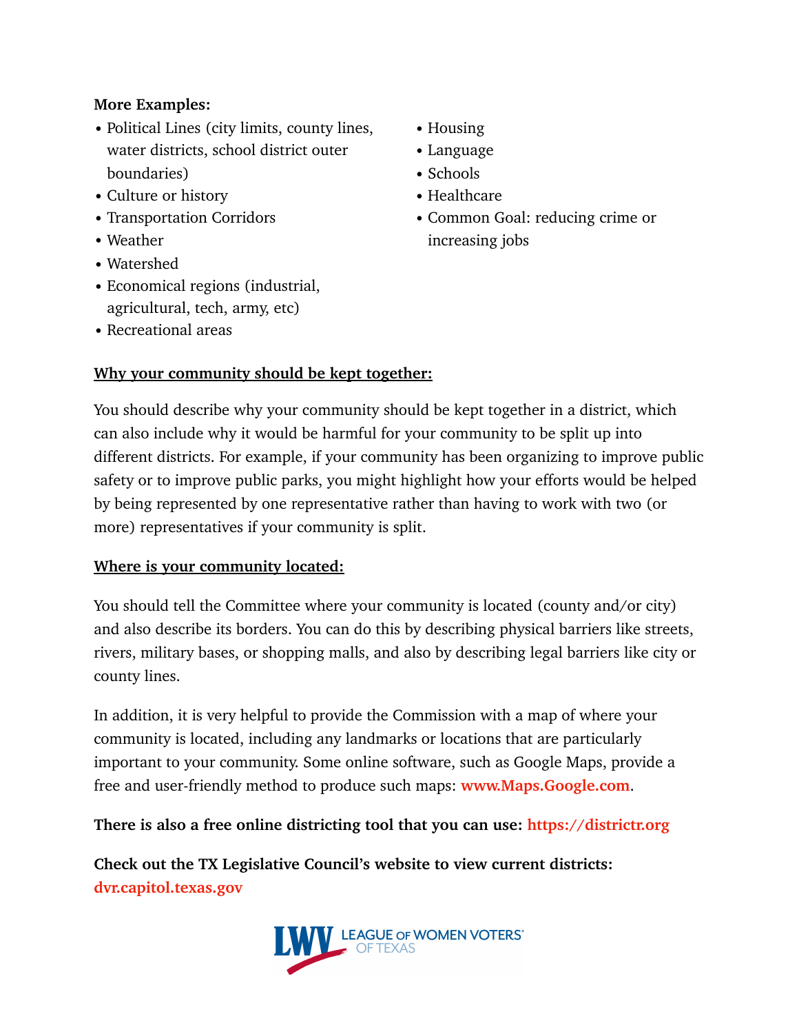**More Examples:**

- Political Lines (city limits, county lines, water districts, school district outer boundaries)
- Culture or history
- Transportation Corridors
- Weather
- Watershed
- Economical regions (industrial, agricultural, tech, army, etc)
- Recreational areas
- Housing
- Language
- Schools
- Healthcare
- Common Goal: reducing crime or increasing jobs

**Why your community should be kept together:**

You should describe why your community should be kept together in a district, which can also include why it would be harmful for your community to be split up into different districts. For example, if your community has been organizing to improve public safety or to improve public parks, you might highlight how your efforts would be helped by being represented by one representative rather than having to work with two (or more) representatives if your community is split.

**Where is your community located:**

You should tell the Committee where your community is located (county and/or city) and also describe its borders. You can do this by describing physical barriers like streets, rivers, military bases, or shopping malls, and also by describing legal barriers like city or county lines.

In addition, it is very helpful to provide the Commission with a map of where your community is located, including any landmarks or locations that are particularly important to your community. Some online software, such as Google Maps, provide a free and user-friendly method to produce such maps: **www.Maps.Google.com**.

**There is also a free online districting tool that you can use: https://districtr.org**

**Check out the TX Legislative Council's website to view current districts: dvr.capitol.texas.gov**

LWV LEAGUE OF WOMEN VOTERS® OF TEXAS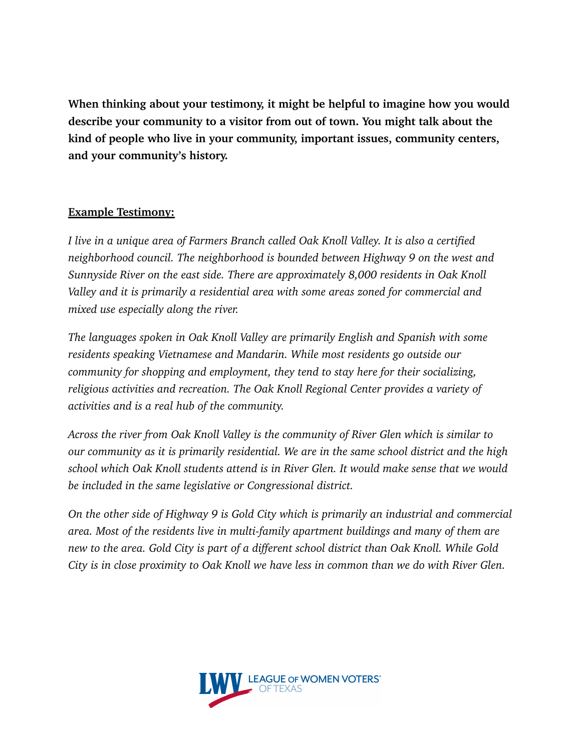**When thinking about your testimony, it might be helpful to imagine how you would describe your community to a visitor from out of town. You might talk about the kind of people who live in your community, important issues, community centers, and your community's history.**

**Example Testimony:**

*I live in a unique area of Farmers Branch called Oak Knoll Valley. It is also a certified neighborhood council. The neighborhood is bounded between Highway 9 on the west and Sunnyside River on the east side. There are approximately 8,000 residents in Oak Knoll Valley and it is primarily a residential area with some areas zoned for commercial and mixed use especially along the river.*

*The languages spoken in Oak Knoll Valley are primarily English and Spanish with some residents speaking Vietnamese and Mandarin. While most residents go outside our community for shopping and employment, they tend to stay here for their socializing, religious activities and recreation. The Oak Knoll Regional Center provides a variety of activities and is a real hub of the community.*

*Across the river from Oak Knoll Valley is the community of River Glen which is similar to our community as it is primarily residential. We are in the same school district and the high school which Oak Knoll students attend is in River Glen. It would make sense that we would be included in the same legislative or Congressional district.*

*On the other side of Highway 9 is Gold City which is primarily an industrial and commercial area. Most of the residents live in multi-family apartment buildings and many of them are new to the area. Gold City is part of a different school district than Oak Knoll. While Gold City is in close proximity to Oak Knoll we have less in common than we do with River Glen.*

LWV LEAGUE OF WOMEN VOTERS® OF TEXAS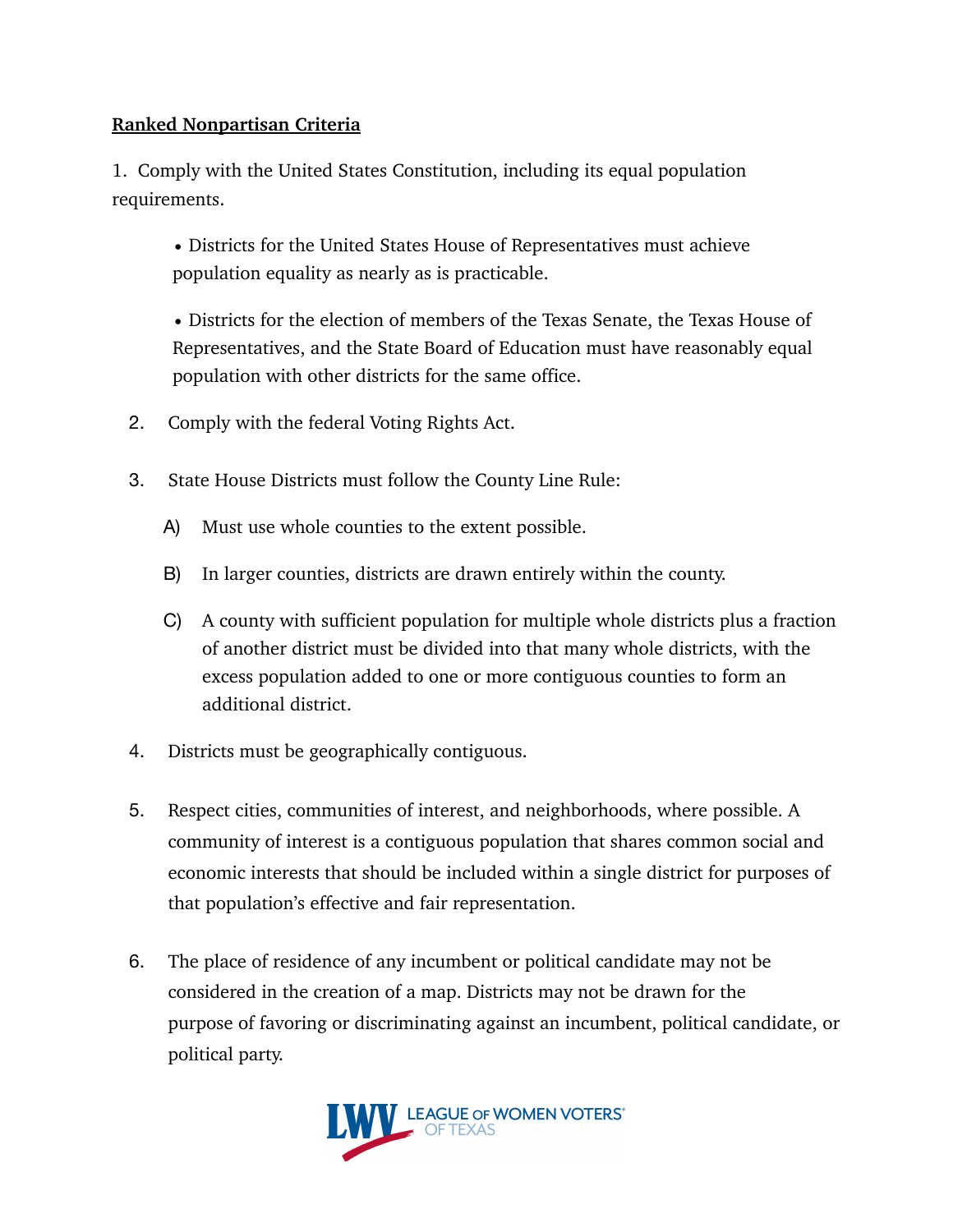**Ranked Nonpartisan Criteria**

1. Comply with the United States Constitution, including its equal population requirements.

   - Districts for the United States House of Representatives must achieve population equality as nearly as is practicable.

   - Districts for the election of members of the Texas Senate, the Texas House of Representatives, and the State Board of Education must have reasonably equal population with other districts for the same office.

2. Comply with the federal Voting Rights Act.

3. State House Districts must follow the County Line Rule:

   A) Must use whole counties to the extent possible.

   B) In larger counties, districts are drawn entirely within the county.

   C) A county with sufficient population for multiple whole districts plus a fraction of another district must be divided into that many whole districts, with the excess population added to one or more contiguous counties to form an additional district.

4. Districts must be geographically contiguous.

5. Respect cities, communities of interest, and neighborhoods, where possible. A community of interest is a contiguous population that shares common social and economic interests that should be included within a single district for purposes of that population's effective and fair representation.

6. The place of residence of any incumbent or political candidate may not be considered in the creation of a map. Districts may not be drawn for the purpose of favoring or discriminating against an incumbent, political candidate, or political party.

LWV LEAGUE OF WOMEN VOTERS® OF TEXAS